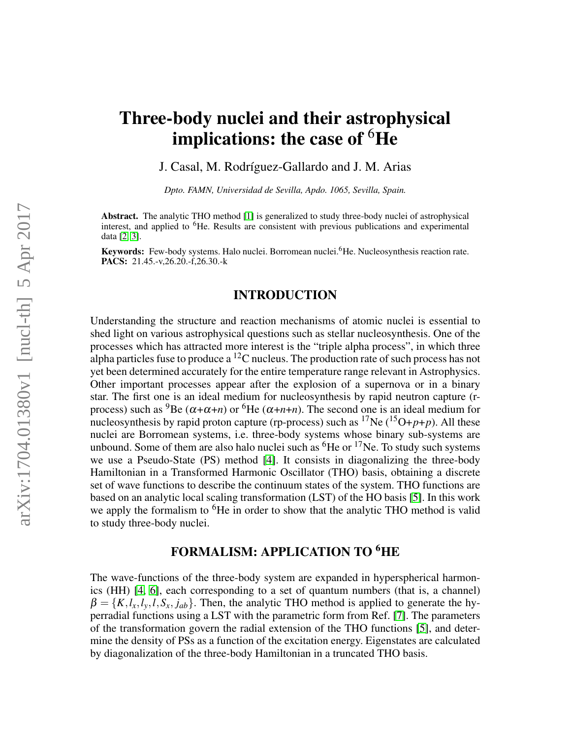# Three-body nuclei and their astrophysical implications: the case of $^6$He

J. Casal, M. Rodríguez-Gallardo and J. M. Arias

*Dpto. FAMN, Universidad de Sevilla, Apdo. 1065, Sevilla, Spain.*

**Abstract.** The analytic THO method [1] is generalized to study three-body nuclei of astrophysical interest, and applied to $^6$He. Results are consistent with previous publications and experimental data [2, 3].

**Keywords:** Few-body systems. Halo nuclei. Borromean nuclei.$^6$He. Nucleosynthesis reaction rate.
**PACS:** 21.45.-v,26.20.-f,26.30.-k

## INTRODUCTION

Understanding the structure and reaction mechanisms of atomic nuclei is essential to shed light on various astrophysical questions such as stellar nucleosynthesis. One of the processes which has attracted more interest is the "triple alpha process", in which three alpha particles fuse to produce a $^{12}$C nucleus. The production rate of such process has not yet been determined accurately for the entire temperature range relevant in Astrophysics. Other important processes appear after the explosion of a supernova or in a binary star. The first one is an ideal medium for nucleosynthesis by rapid neutron capture (r-process) such as $^9$Be ($\alpha$+$\alpha$+$n$) or $^6$He ($\alpha$+$n$+$n$). The second one is an ideal medium for nucleosynthesis by rapid proton capture (rp-process) such as $^{17}$Ne ($^{15}$O+$p$+$p$). All these nuclei are Borromean systems, i.e. three-body systems whose binary sub-systems are unbound. Some of them are also halo nuclei such as $^6$He or $^{17}$Ne. To study such systems we use a Pseudo-State (PS) method [4]. It consists in diagonalizing the three-body Hamiltonian in a Transformed Harmonic Oscillator (THO) basis, obtaining a discrete set of wave functions to describe the continuum states of the system. THO functions are based on an analytic local scaling transformation (LST) of the HO basis [5]. In this work we apply the formalism to $^6$He in order to show that the analytic THO method is valid to study three-body nuclei.

## FORMALISM: APPLICATION TO $^6$HE

The wave-functions of the three-body system are expanded in hyperspherical harmonics (HH) [4, 6], each corresponding to a set of quantum numbers (that is, a channel) $\beta = \{K, l_x, l_y, l, S_x, j_{ab}\}$. Then, the analytic THO method is applied to generate the hyperradial functions using a LST with the parametric form from Ref. [7]. The parameters of the transformation govern the radial extension of the THO functions [5], and determine the density of PSs as a function of the excitation energy. Eigenstates are calculated by diagonalization of the three-body Hamiltonian in a truncated THO basis.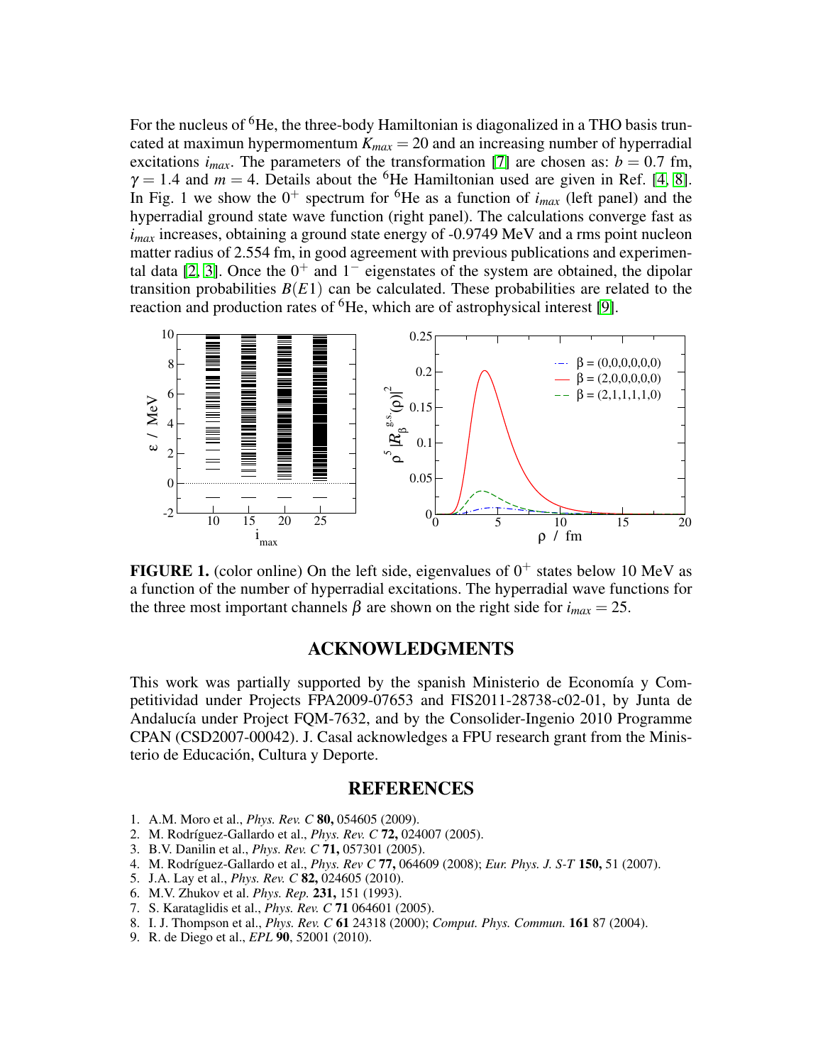For the nucleus of $^6$He, the three-body Hamiltonian is diagonalized in a THO basis truncated at maximun hypermomentum $K_{max} = 20$ and an increasing number of hyperradial excitations $i_{max}$. The parameters of the transformation [7] are chosen as: $b = 0.7$ fm, $\gamma = 1.4$ and $m = 4$. Details about the $^6$He Hamiltonian used are given in Ref. [4, 8]. In Fig. 1 we show the $0^+$ spectrum for $^6$He as a function of $i_{max}$ (left panel) and the hyperradial ground state wave function (right panel). The calculations converge fast as $i_{max}$ increases, obtaining a ground state energy of -0.9749 MeV and a rms point nucleon matter radius of 2.554 fm, in good agreement with previous publications and experimental data [2, 3]. Once the $0^+$ and $1^-$ eigenstates of the system are obtained, the dipolar transition probabilities $B(E1)$ can be calculated. These probabilities are related to the reaction and production rates of $^6$He, which are of astrophysical interest [9].

ε / MeV
10
8
6
4
2
0
-2
10 15 20 25
$i_{max}$

$\rho^5 \, [R_\beta^{g.s.}(\rho)]^2$
0.25
0.2
0.15
0.1
0.05
0
0 5 10 15 20
ρ / fm
β = (0,0,0,0,0,0)
β = (2,0,0,0,0,0)
β = (2,1,1,1,1,0)

**FIGURE 1.** (color online) On the left side, eigenvalues of $0^+$ states below 10 MeV as a function of the number of hyperradial excitations. The hyperradial wave functions for the three most important channels $\beta$ are shown on the right side for $i_{max} = 25$.

## ACKNOWLEDGMENTS

This work was partially supported by the spanish Ministerio de Economía y Competitividad under Projects FPA2009-07653 and FIS2011-28738-c02-01, by Junta de Andalucía under Project FQM-7632, and by the Consolider-Ingenio 2010 Programme CPAN (CSD2007-00042). J. Casal acknowledges a FPU research grant from the Ministerio de Educación, Cultura y Deporte.

## REFERENCES

1. A.M. Moro et al., *Phys. Rev. C* **80,** 054605 (2009).
2. M. Rodríguez-Gallardo et al., *Phys. Rev. C* **72,** 024007 (2005).
3. B.V. Danilin et al., *Phys. Rev. C* **71,** 057301 (2005).
4. M. Rodríguez-Gallardo et al., *Phys. Rev C* **77,** 064609 (2008); *Eur. Phys. J. S-T* **150,** 51 (2007).
5. J.A. Lay et al., *Phys. Rev. C* **82,** 024605 (2010).
6. M.V. Zhukov et al. *Phys. Rep.* **231,** 151 (1993).
7. S. Karataglidis et al., *Phys. Rev. C* **71** 064601 (2005).
8. I. J. Thompson et al., *Phys. Rev. C* **61** 24318 (2000); *Comput. Phys. Commun.* **161** 87 (2004).
9. R. de Diego et al., *EPL* **90**, 52001 (2010).